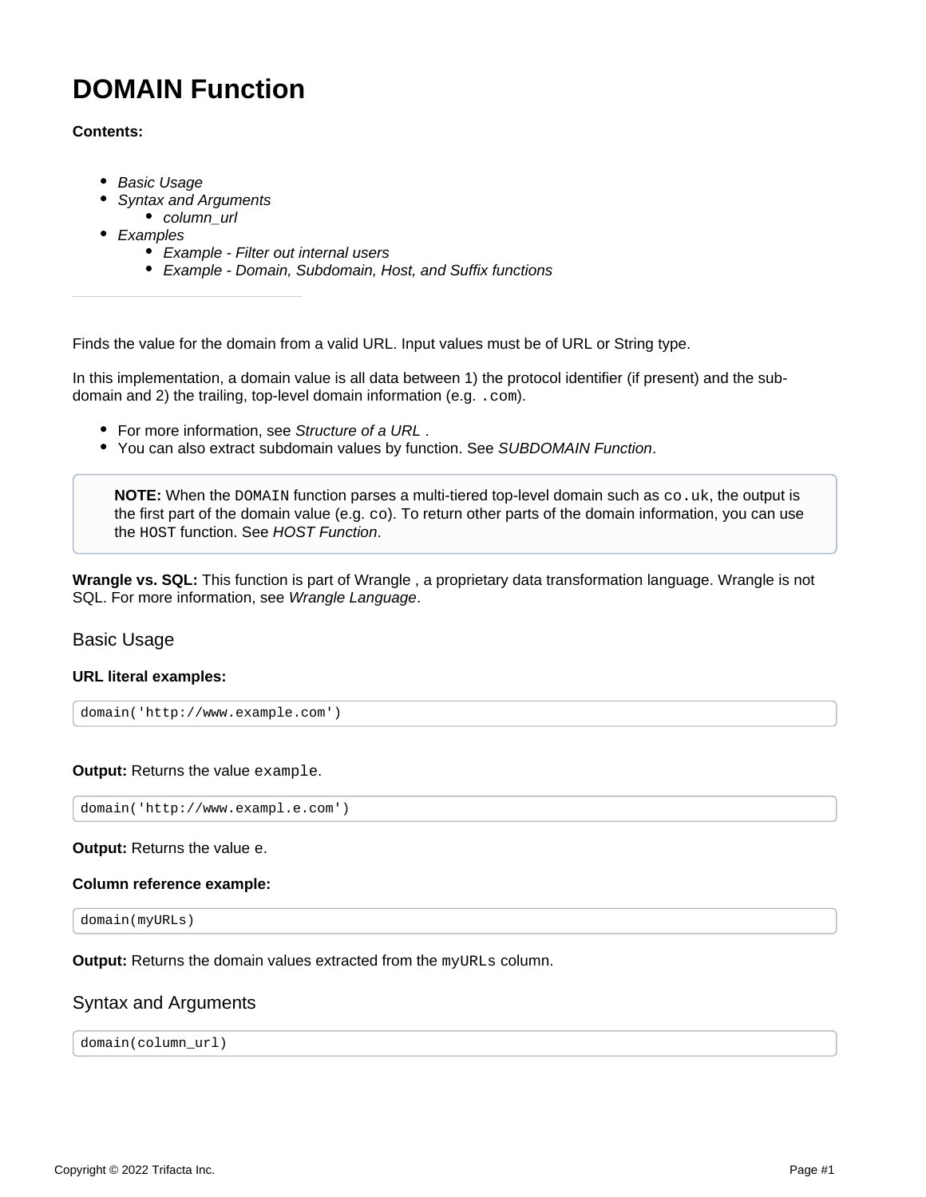# DOMAIN Function

**Contents:**

- *Basic Usage*
- *Syntax and Arguments*
  - *column_url*
- *Examples*
  - *Example - Filter out internal users*
  - *Example - Domain, Subdomain, Host, and Suffix functions*

---

Finds the value for the domain from a valid URL. Input values must be of URL or String type.

In this implementation, a domain value is all data between 1) the protocol identifier (if present) and the sub-domain and 2) the trailing, top-level domain information (e.g. `.com`).

- For more information, see *Structure of a URL* .
- You can also extract subdomain values by function. See *SUBDOMAIN Function*.

> **NOTE:** When the `DOMAIN` function parses a multi-tiered top-level domain such as `co.uk`, the output is the first part of the domain value (e.g. `co`). To return other parts of the domain information, you can use the `HOST` function. See *HOST Function*.

**Wrangle vs. SQL:** This function is part of Wrangle , a proprietary data transformation language. Wrangle is not SQL. For more information, see *Wrangle Language*.

## Basic Usage

**URL literal examples:**

```
domain('http://www.example.com')
```

**Output:** Returns the value `example`.

```
domain('http://www.exampl.e.com')
```

**Output:** Returns the value `e`.

**Column reference example:**

```
domain(myURLs)
```

**Output:** Returns the domain values extracted from the `myURLs` column.

## Syntax and Arguments

```
domain(column_url)
```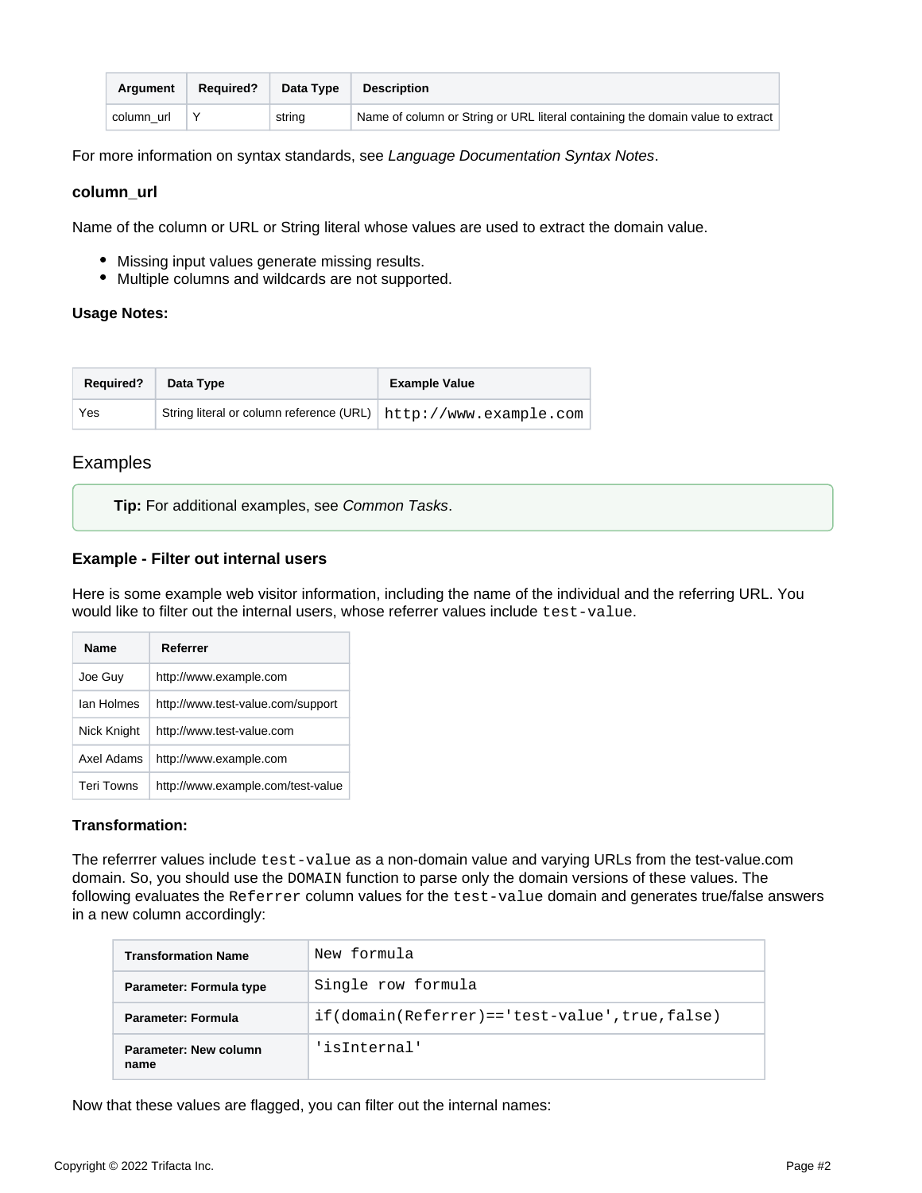| Argument | Required? | Data Type | Description |
| --- | --- | --- | --- |
| column_url | Y | string | Name of column or String or URL literal containing the domain value to extract |

For more information on syntax standards, see *Language Documentation Syntax Notes*.

#### column_url

Name of the column or URL or String literal whose values are used to extract the domain value.

- Missing input values generate missing results.
- Multiple columns and wildcards are not supported.

#### Usage Notes:

| Required? | Data Type | Example Value |
| --- | --- | --- |
| Yes | String literal or column reference (URL) | `http://www.example.com` |

## Examples

> **Tip:** For additional examples, see *Common Tasks*.

#### Example - Filter out internal users

Here is some example web visitor information, including the name of the individual and the referring URL. You would like to filter out the internal users, whose referrer values include `test-value`.

| Name | Referrer |
| --- | --- |
| Joe Guy | http://www.example.com |
| Ian Holmes | http://www.test-value.com/support |
| Nick Knight | http://www.test-value.com |
| Axel Adams | http://www.example.com |
| Teri Towns | http://www.example.com/test-value |

#### Transformation:

The referrrer values include `test-value` as a non-domain value and varying URLs from the test-value.com domain. So, you should use the `DOMAIN` function to parse only the domain versions of these values. The following evaluates the `Referrer` column values for the `test-value` domain and generates true/false answers in a new column accordingly:

| Transformation Name | `New formula` |
| --- | --- |
| Parameter: Formula type | `Single row formula` |
| Parameter: Formula | `if(domain(Referrer)=='test-value',true,false)` |
| Parameter: New column name | `'isInternal'` |

Now that these values are flagged, you can filter out the internal names: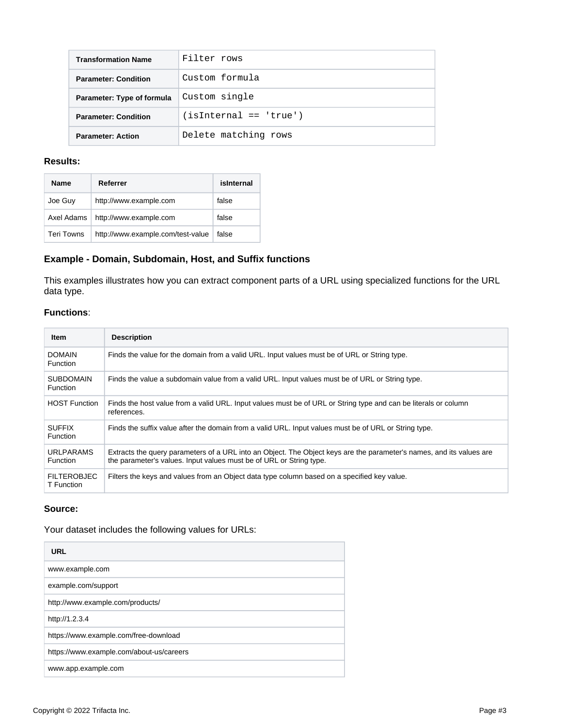| Transformation Name | `Filter rows` |
| --- | --- |
| Parameter: Condition | `Custom formula` |
| Parameter: Type of formula | `Custom single` |
| Parameter: Condition | `(isInternal == 'true')` |
| Parameter: Action | `Delete matching rows` |

**Results:**

| Name | Referrer | isInternal |
| --- | --- | --- |
| Joe Guy | http://www.example.com | false |
| Axel Adams | http://www.example.com | false |
| Teri Towns | http://www.example.com/test-value | false |

### Example - Domain, Subdomain, Host, and Suffix functions

This examples illustrates how you can extract component parts of a URL using specialized functions for the URL data type.

**Functions**:

| Item | Description |
| --- | --- |
| DOMAIN Function | Finds the value for the domain from a valid URL. Input values must be of URL or String type. |
| SUBDOMAIN Function | Finds the value a subdomain value from a valid URL. Input values must be of URL or String type. |
| HOST Function | Finds the host value from a valid URL. Input values must be of URL or String type and can be literals or column references. |
| SUFFIX Function | Finds the suffix value after the domain from a valid URL. Input values must be of URL or String type. |
| URLPARAMS Function | Extracts the query parameters of a URL into an Object. The Object keys are the parameter's names, and its values are the parameter's values. Input values must be of URL or String type. |
| FILTEROBJECT Function | Filters the keys and values from an Object data type column based on a specified key value. |

**Source:**

Your dataset includes the following values for URLs:

| URL |
| --- |
| www.example.com |
| example.com/support |
| http://www.example.com/products/ |
| http://1.2.3.4 |
| https://www.example.com/free-download |
| https://www.example.com/about-us/careers |
| www.app.example.com |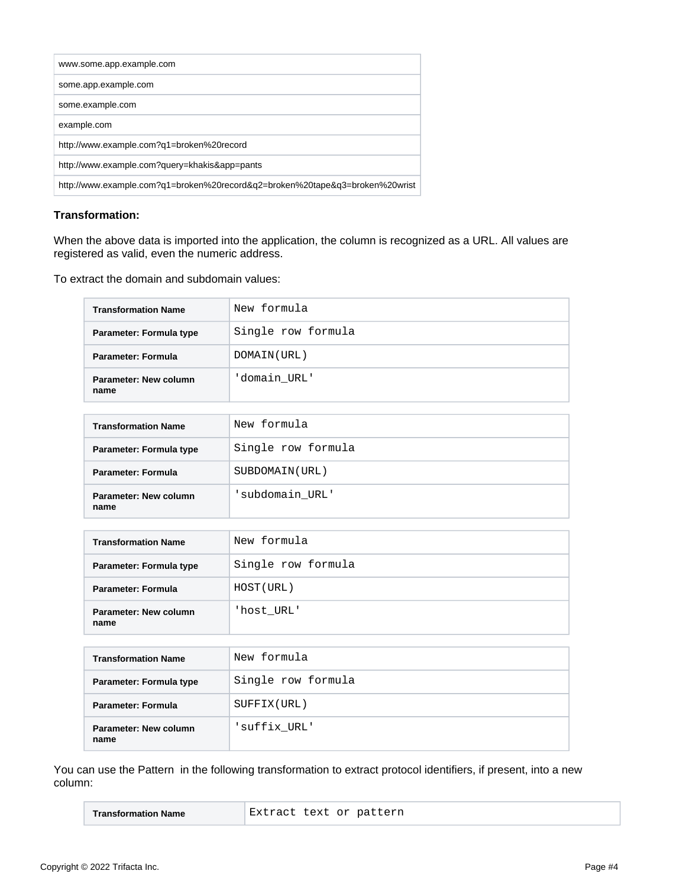| |
|---|
| www.some.app.example.com |
| some.app.example.com |
| some.example.com |
| example.com |
| http://www.example.com?q1=broken%20record |
| http://www.example.com?query=khakis&app=pants |
| http://www.example.com?q1=broken%20record&q2=broken%20tape&q3=broken%20wrist |

**Transformation:**

When the above data is imported into the application, the column is recognized as a URL. All values are registered as valid, even the numeric address.

To extract the domain and subdomain values:

| Transformation Name | `New formula` |
|---|---|
| Parameter: Formula type | `Single row formula` |
| Parameter: Formula | `DOMAIN(URL)` |
| Parameter: New column name | `'domain_URL'` |

| Transformation Name | `New formula` |
|---|---|
| Parameter: Formula type | `Single row formula` |
| Parameter: Formula | `SUBDOMAIN(URL)` |
| Parameter: New column name | `'subdomain_URL'` |

| Transformation Name | `New formula` |
|---|---|
| Parameter: Formula type | `Single row formula` |
| Parameter: Formula | `HOST(URL)` |
| Parameter: New column name | `'host_URL'` |

| Transformation Name | `New formula` |
|---|---|
| Parameter: Formula type | `Single row formula` |
| Parameter: Formula | `SUFFIX(URL)` |
| Parameter: New column name | `'suffix_URL'` |

You can use the Pattern in the following transformation to extract protocol identifiers, if present, into a new column:

| Transformation Name | `Extract text or pattern` |
|---|---|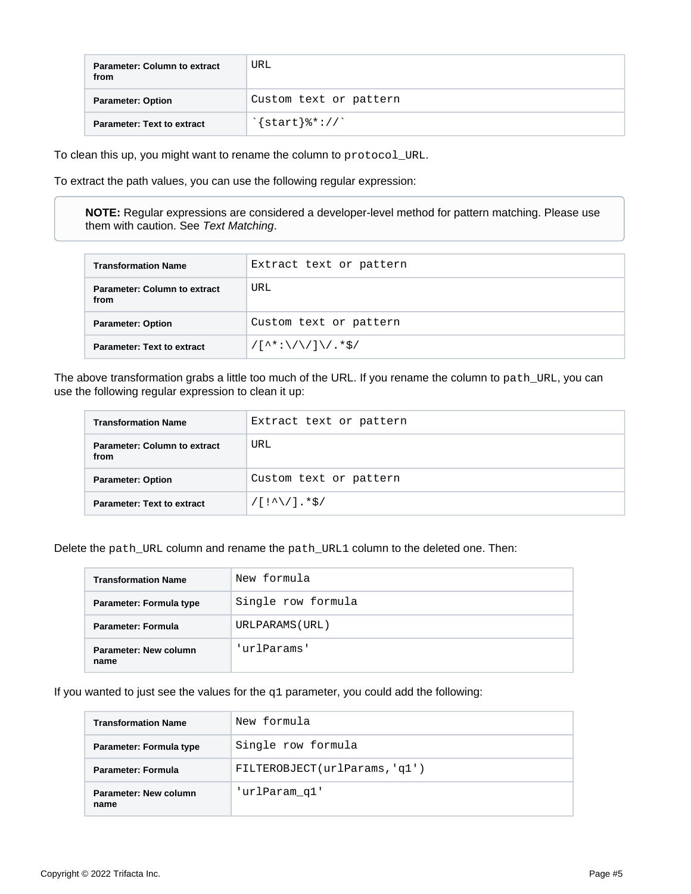| Parameter: Column to extract from | URL |
|---|---|
| Parameter: Option | Custom text or pattern |
| Parameter: Text to extract | `` `{start}%*://` `` |

To clean this up, you might want to rename the column to `protocol_URL`.

To extract the path values, you can use the following regular expression:

> **NOTE:** Regular expressions are considered a developer-level method for pattern matching. Please use them with caution. See *Text Matching*.

| Transformation Name | Extract text or pattern |
|---|---|
| Parameter: Column to extract from | URL |
| Parameter: Option | Custom text or pattern |
| Parameter: Text to extract | `/[^*:\/\/]\/.*$/` |

The above transformation grabs a little too much of the URL. If you rename the column to `path_URL`, you can use the following regular expression to clean it up:

| Transformation Name | Extract text or pattern |
|---|---|
| Parameter: Column to extract from | URL |
| Parameter: Option | Custom text or pattern |
| Parameter: Text to extract | `/[!^\/].*$/` |

Delete the `path_URL` column and rename the `path_URL1` column to the deleted one. Then:

| Transformation Name | New formula |
|---|---|
| Parameter: Formula type | Single row formula |
| Parameter: Formula | URLPARAMS(URL) |
| Parameter: New column name | 'urlParams' |

If you wanted to just see the values for the `q1` parameter, you could add the following:

| Transformation Name | New formula |
|---|---|
| Parameter: Formula type | Single row formula |
| Parameter: Formula | FILTEROBJECT(urlParams,'q1') |
| Parameter: New column name | 'urlParam_q1' |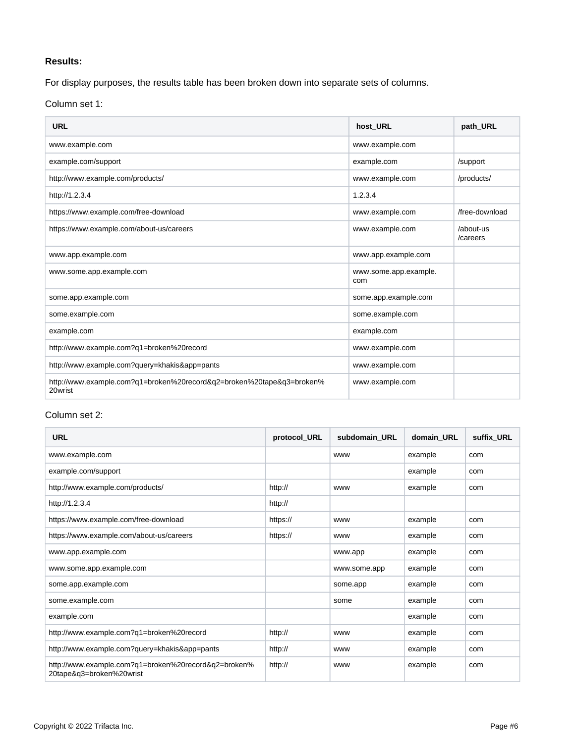**Results:**

For display purposes, the results table has been broken down into separate sets of columns.

Column set 1:

| URL | host_URL | path_URL |
| --- | --- | --- |
| www.example.com | www.example.com | |
| example.com/support | example.com | /support |
| http://www.example.com/products/ | www.example.com | /products/ |
| http://1.2.3.4 | 1.2.3.4 | |
| https://www.example.com/free-download | www.example.com | /free-download |
| https://www.example.com/about-us/careers | www.example.com | /about-us/careers |
| www.app.example.com | www.app.example.com | |
| www.some.app.example.com | www.some.app.example.com | |
| some.app.example.com | some.app.example.com | |
| some.example.com | some.example.com | |
| example.com | example.com | |
| http://www.example.com?q1=broken%20record | www.example.com | |
| http://www.example.com?query=khakis&app=pants | www.example.com | |
| http://www.example.com?q1=broken%20record&q2=broken%20tape&q3=broken%20wrist | www.example.com | |

Column set 2:

| URL | protocol_URL | subdomain_URL | domain_URL | suffix_URL |
| --- | --- | --- | --- | --- |
| www.example.com | | www | example | com |
| example.com/support | | | example | com |
| http://www.example.com/products/ | http:// | www | example | com |
| http://1.2.3.4 | http:// | | | |
| https://www.example.com/free-download | https:// | www | example | com |
| https://www.example.com/about-us/careers | https:// | www | example | com |
| www.app.example.com | | www.app | example | com |
| www.some.app.example.com | | www.some.app | example | com |
| some.app.example.com | | some.app | example | com |
| some.example.com | | some | example | com |
| example.com | | | example | com |
| http://www.example.com?q1=broken%20record | http:// | www | example | com |
| http://www.example.com?query=khakis&app=pants | http:// | www | example | com |
| http://www.example.com?q1=broken%20record&q2=broken%20tape&q3=broken%20wrist | http:// | www | example | com |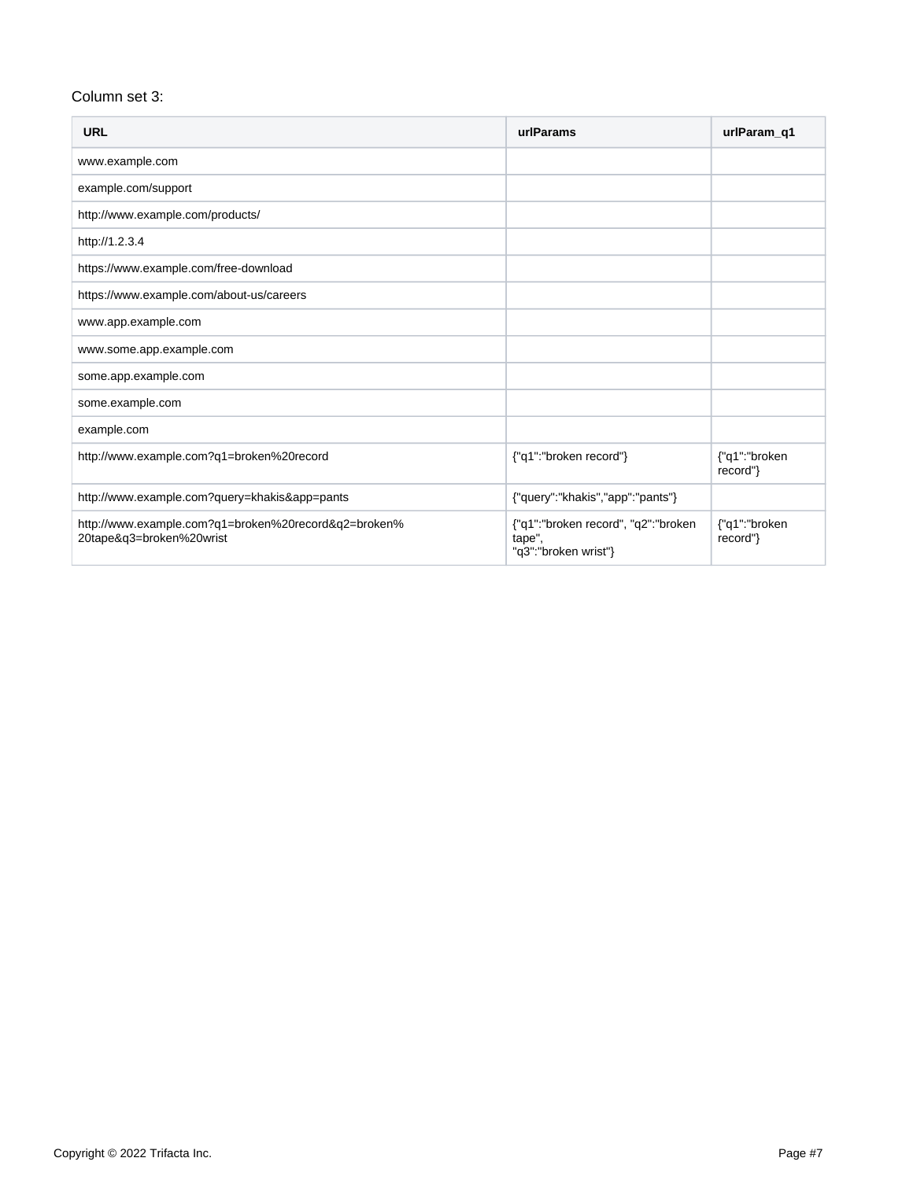Column set 3:

| URL | urlParams | urlParam_q1 |
| --- | --- | --- |
| www.example.com | | |
| example.com/support | | |
| http://www.example.com/products/ | | |
| http://1.2.3.4 | | |
| https://www.example.com/free-download | | |
| https://www.example.com/about-us/careers | | |
| www.app.example.com | | |
| www.some.app.example.com | | |
| some.app.example.com | | |
| some.example.com | | |
| example.com | | |
| http://www.example.com?q1=broken%20record | {"q1":"broken record"} | {"q1":"broken record"} |
| http://www.example.com?query=khakis&app=pants | {"query":"khakis","app":"pants"} | |
| http://www.example.com?q1=broken%20record&q2=broken%20tape&q3=broken%20wrist | {"q1":"broken record", "q2":"broken tape", "q3":"broken wrist"} | {"q1":"broken record"} |